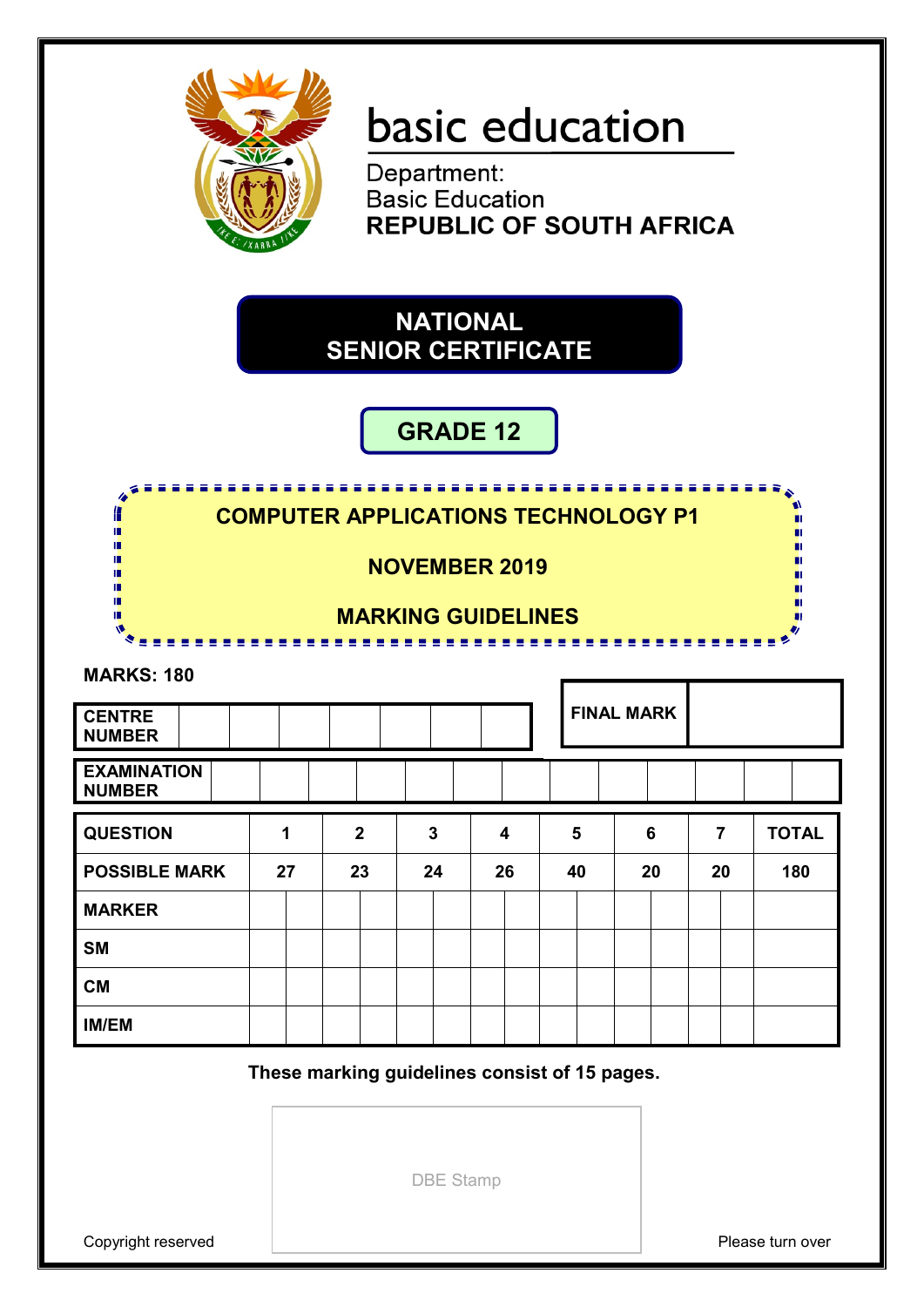basic education

Department:
Basic Education
**REPUBLIC OF SOUTH AFRICA**

# NATIONAL SENIOR CERTIFICATE

## GRADE 12

## COMPUTER APPLICATIONS TECHNOLOGY P1

## NOVEMBER 2019

## MARKING GUIDELINES

**MARKS: 180**

| CENTRE NUMBER | | | | | | | |
|---|---|---|---|---|---|---|---|

| FINAL MARK | |
|---|---|

| EXAMINATION NUMBER | | | | | | | | | | | | | |
|---|---|---|---|---|---|---|---|---|---|---|---|---|---|

| QUESTION | 1 | 2 | 3 | 4 | 5 | 6 | 7 | TOTAL |
|---|---|---|---|---|---|---|---|---|
| POSSIBLE MARK | 27 | 23 | 24 | 26 | 40 | 20 | 20 | 180 |
| MARKER | | | | | | | | |
| SM | | | | | | | | |
| CM | | | | | | | | |
| IM/EM | | | | | | | | |

**These marking guidelines consist of 15 pages.**

DBE Stamp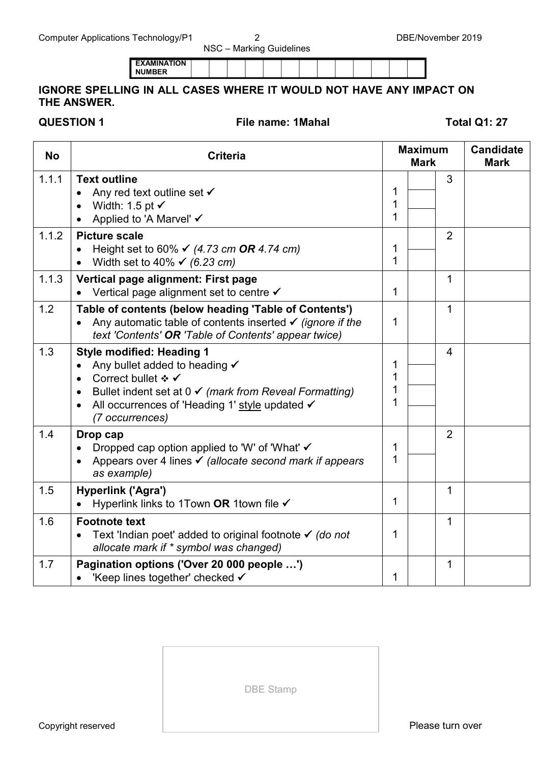| EXAMINATION NUMBER | | | | | | | | | | | | | |
|---|---|---|---|---|---|---|---|---|---|---|---|---|---|

**IGNORE SPELLING IN ALL CASES WHERE IT WOULD NOT HAVE ANY IMPACT ON THE ANSWER.**

**QUESTION 1** **File name: 1Mahal** **Total Q1: 27**

| No | Criteria | Maximum Mark | | | Candidate Mark |
|---|---|---|---|---|---|
| 1.1.1 | **Text outline**<br>• Any red text outline set ✓<br>• Width: 1.5 pt ✓<br>• Applied to 'A Marvel' ✓ | 1<br>1<br>1 | | 3 | |
| 1.1.2 | **Picture scale**<br>• Height set to 60% ✓ *(4.73 cm **OR** 4.74 cm)*<br>• Width set to 40% ✓ *(6.23 cm)* | 1<br>1 | | 2 | |
| 1.1.3 | **Vertical page alignment: First page**<br>• Vertical page alignment set to centre ✓ | 1 | | 1 | |
| 1.2 | **Table of contents (below heading 'Table of Contents')**<br>• Any automatic table of contents inserted ✓ *(ignore if the text 'Contents' **OR** 'Table of Contents' appear twice)* | 1 | | 1 | |
| 1.3 | **Style modified: Heading 1**<br>• Any bullet added to heading ✓<br>• Correct bullet ❖ ✓<br>• Bullet indent set at 0 ✓ *(mark from Reveal Formatting)*<br>• All occurrences of 'Heading 1' style updated ✓ *(7 occurrences)* | 1<br>1<br>1<br>1 | | 4 | |
| 1.4 | **Drop cap**<br>• Dropped cap option applied to 'W' of 'What' ✓<br>• Appears over 4 lines ✓ *(allocate second mark if appears as example)* | 1<br>1 | | 2 | |
| 1.5 | **Hyperlink ('Agra')**<br>• Hyperlink links to 1Town **OR** 1town file ✓ | 1 | | 1 | |
| 1.6 | **Footnote text**<br>• Text 'Indian poet' added to original footnote ✓ *(do not allocate mark if * symbol was changed)* | 1 | | 1 | |
| 1.7 | **Pagination options ('Over 20 000 people …')**<br>• 'Keep lines together' checked ✓ | 1 | | 1 | |

DBE Stamp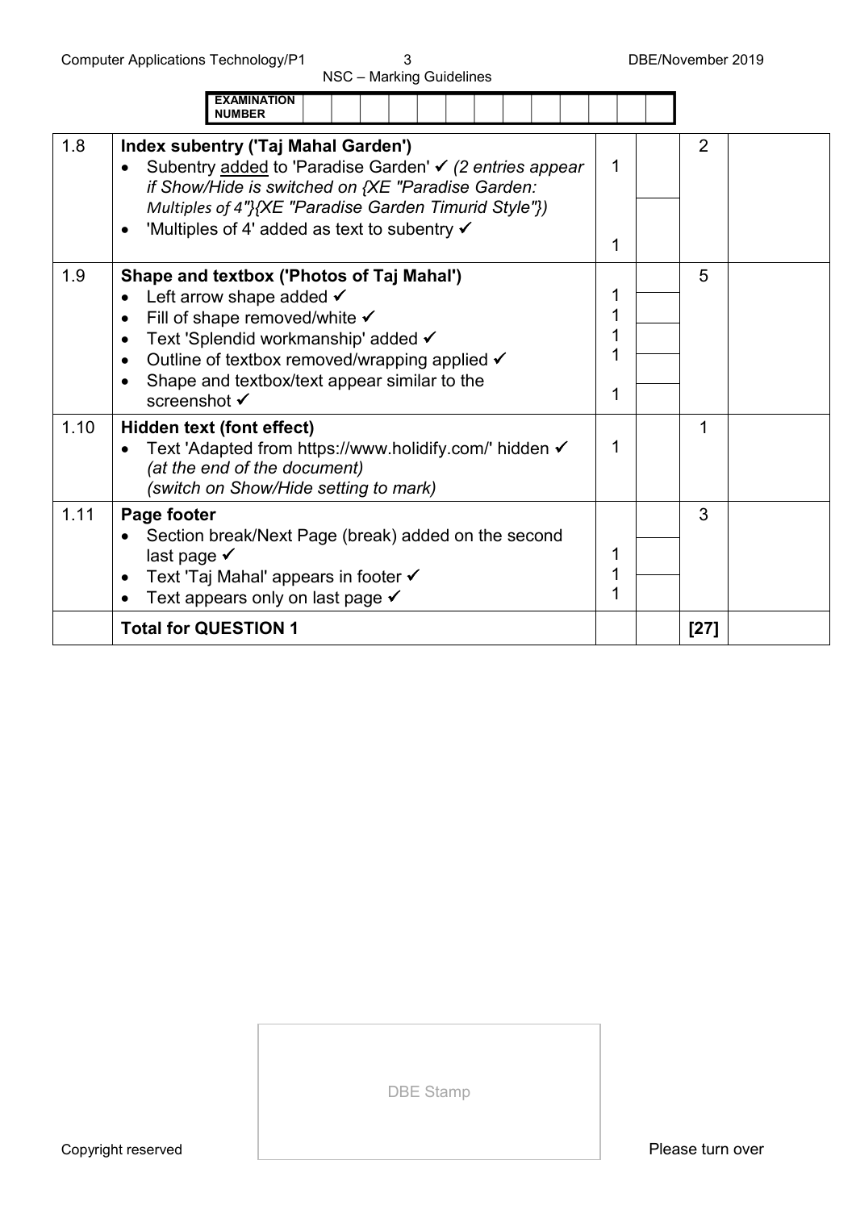| EXAMINATION NUMBER | | | | | | | | | | | | | |
|---|---|---|---|---|---|---|---|---|---|---|---|---|---|

| | | | | | |
|---|---|---|---|---|---|
| 1.8 | **Index subentry ('Taj Mahal Garden')**<br>• Subentry added to 'Paradise Garden' ✓ *(2 entries appear if Show/Hide is switched on {XE "Paradise Garden: Multiples of 4"}{XE "Paradise Garden Timurid Style"})*<br>• 'Multiples of 4' added as text to subentry ✓ | 1<br><br><br>1 | | 2 | |
| 1.9 | **Shape and textbox ('Photos of Taj Mahal')**<br>• Left arrow shape added ✓<br>• Fill of shape removed/white ✓<br>• Text 'Splendid workmanship' added ✓<br>• Outline of textbox removed/wrapping applied ✓<br>• Shape and textbox/text appear similar to the screenshot ✓ | 1<br>1<br>1<br>1<br><br>1 | | 5 | |
| 1.10 | **Hidden text (font effect)**<br>• Text 'Adapted from https://www.holidify.com/' hidden ✓ *(at the end of the document)* *(switch on Show/Hide setting to mark)* | 1 | | 1 | |
| 1.11 | **Page footer**<br>• Section break/Next Page (break) added on the second last page ✓<br>• Text 'Taj Mahal' appears in footer ✓<br>• Text appears only on last page ✓ | 1<br>1<br>1 | | 3 | |
| | **Total for QUESTION 1** | | | **[27]** | |

DBE Stamp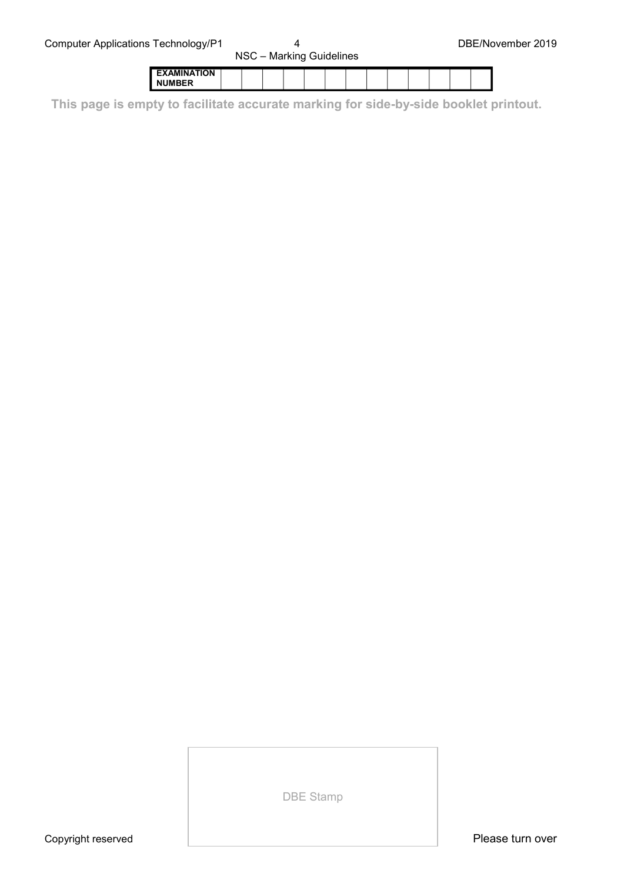| EXAMINATION NUMBER | | | | | | | | | | | | | |
|---|---|---|---|---|---|---|---|---|---|---|---|---|---|

**This page is empty to facilitate accurate marking for side-by-side booklet printout.**

DBE Stamp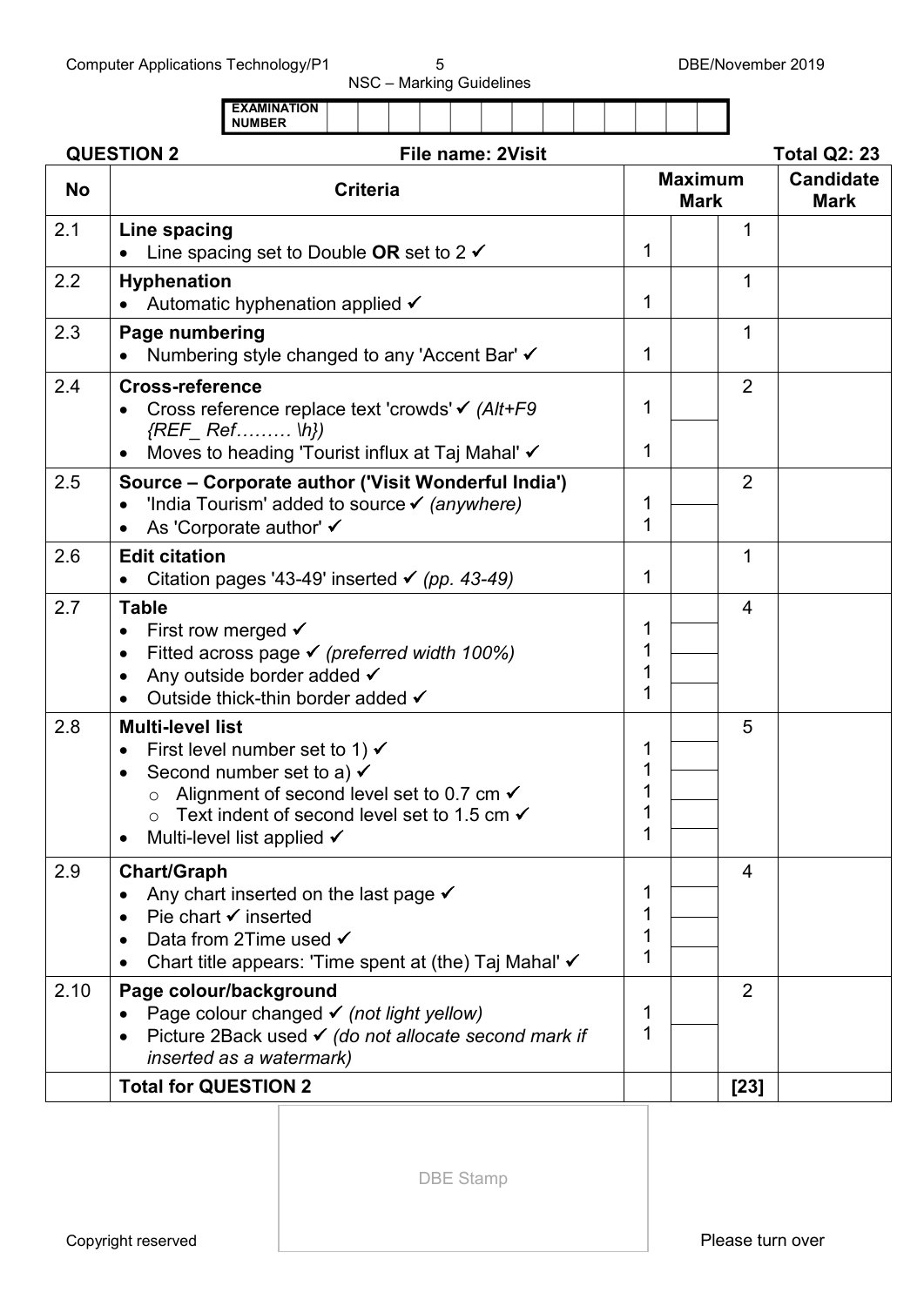EXAMINATION NUMBER

**QUESTION 2** **File name: 2Visit** **Total Q2: 23**

| No | Criteria | Maximum Mark | | | Candidate Mark |
|---|---|---|---|---|---|
| 2.1 | **Line spacing**<br>• Line spacing set to Double **OR** set to 2 ✓ | 1 | | 1 | |
| 2.2 | **Hyphenation**<br>• Automatic hyphenation applied ✓ | 1 | | 1 | |
| 2.3 | **Page numbering**<br>• Numbering style changed to any 'Accent Bar' ✓ | 1 | | 1 | |
| 2.4 | **Cross-reference**<br>• Cross reference replace text 'crowds' ✓ *(Alt+F9 {REF_ Ref……… \h})*<br>• Moves to heading 'Tourist influx at Taj Mahal' ✓ | 1<br>1 | | 2 | |
| 2.5 | **Source – Corporate author ('Visit Wonderful India')**<br>• 'India Tourism' added to source ✓ *(anywhere)*<br>• As 'Corporate author' ✓ | 1<br>1 | | 2 | |
| 2.6 | **Edit citation**<br>• Citation pages '43-49' inserted ✓ *(pp. 43-49)* | 1 | | 1 | |
| 2.7 | **Table**<br>• First row merged ✓<br>• Fitted across page ✓ *(preferred width 100%)*<br>• Any outside border added ✓<br>• Outside thick-thin border added ✓ | 1<br>1<br>1<br>1 | | 4 | |
| 2.8 | **Multi-level list**<br>• First level number set to 1) ✓<br>• Second number set to a) ✓<br>  ○ Alignment of second level set to 0.7 cm ✓<br>  ○ Text indent of second level set to 1.5 cm ✓<br>• Multi-level list applied ✓ | 1<br>1<br>1<br>1<br>1 | | 5 | |
| 2.9 | **Chart/Graph**<br>• Any chart inserted on the last page ✓<br>• Pie chart ✓ inserted<br>• Data from 2Time used ✓<br>• Chart title appears: 'Time spent at (the) Taj Mahal' ✓ | 1<br>1<br>1<br>1 | | 4 | |
| 2.10 | **Page colour/background**<br>• Page colour changed ✓ *(not light yellow)*<br>• Picture 2Back used ✓ *(do not allocate second mark if inserted as a watermark)* | 1<br>1 | | 2 | |
| | **Total for QUESTION 2** | | | **[23]** | |

DBE Stamp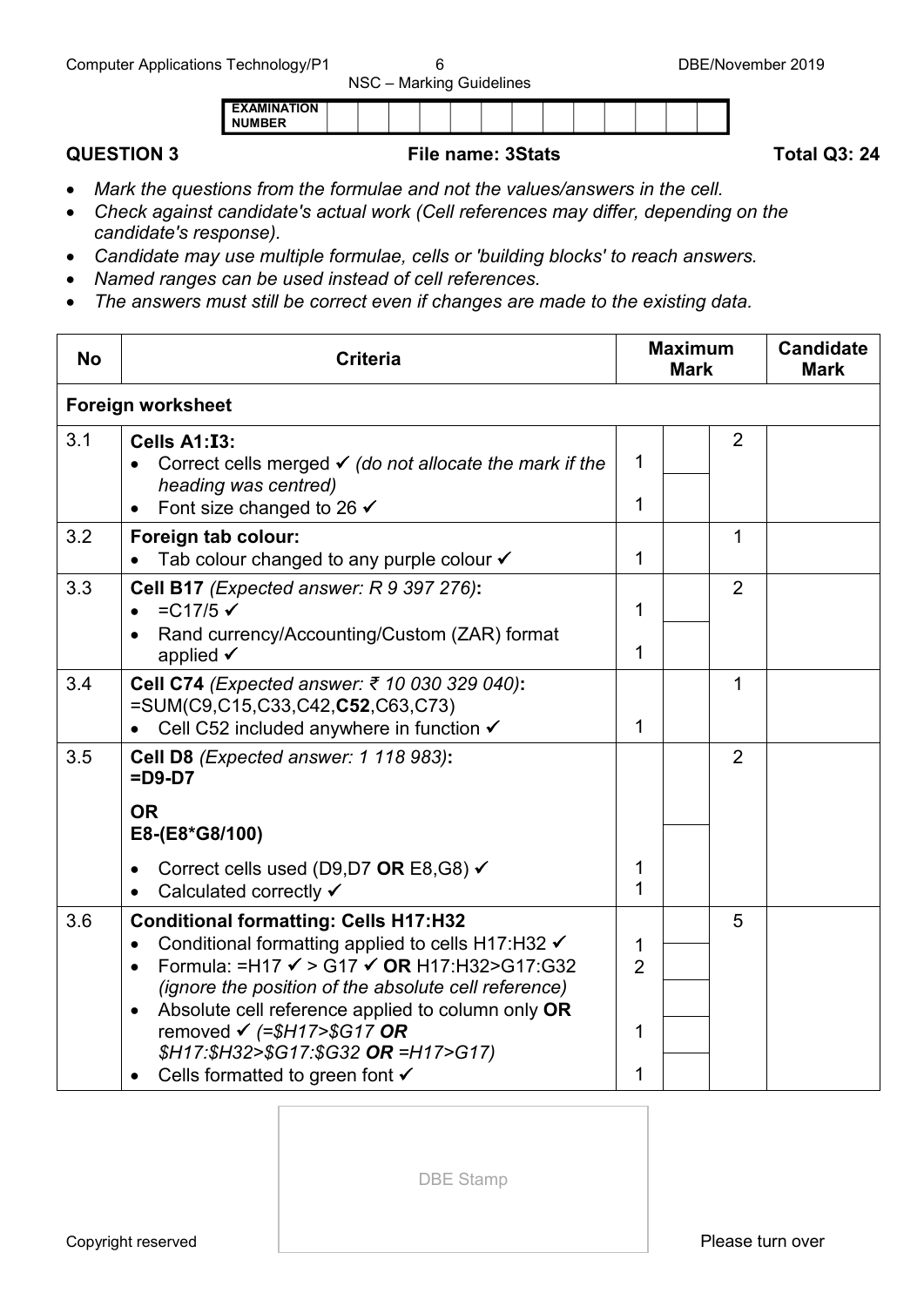| EXAMINATION NUMBER | | | | | | | | | | | | | |
|---|---|---|---|---|---|---|---|---|---|---|---|---|---|

**QUESTION 3** **File name: 3Stats** **Total Q3: 24**

- *Mark the questions from the formulae and not the values/answers in the cell.*
- *Check against candidate's actual work (Cell references may differ, depending on the candidate's response).*
- *Candidate may use multiple formulae, cells or 'building blocks' to reach answers.*
- *Named ranges can be used instead of cell references.*
- *The answers must still be correct even if changes are made to the existing data.*

| No | Criteria | Maximum Mark | | | Candidate Mark |
|---|---|---|---|---|---|
| **Foreign worksheet** | | | | | |
| 3.1 | **Cells A1:I3:**<br>• Correct cells merged ✓ *(do not allocate the mark if the heading was centred)*<br>• Font size changed to 26 ✓ | 1<br><br>1 | | 2 | |
| 3.2 | **Foreign tab colour:**<br>• Tab colour changed to any purple colour ✓ | 1 | | 1 | |
| 3.3 | **Cell B17** *(Expected answer: R 9 397 276)*:<br>• =C17/5 ✓<br>• Rand currency/Accounting/Custom (ZAR) format applied ✓ | 1<br><br>1 | | 2 | |
| 3.4 | **Cell C74** *(Expected answer: ₹ 10 030 329 040)*:<br>=SUM(C9,C15,C33,C42,**C52**,C63,C73)<br>• Cell C52 included anywhere in function ✓ | 1 | | 1 | |
| 3.5 | **Cell D8** *(Expected answer: 1 118 983)*:<br>**=D9-D7**<br><br>**OR**<br>**E8-(E8*G8/100)**<br><br>• Correct cells used (D9,D7 **OR** E8,G8) ✓<br>• Calculated correctly ✓ | 1<br>1 | | 2 | |
| 3.6 | **Conditional formatting: Cells H17:H32**<br>• Conditional formatting applied to cells H17:H32 ✓<br>• Formula: =H17 ✓ > G17 ✓ **OR** H17:H32>G17:G32 *(ignore the position of the absolute cell reference)*<br>• Absolute cell reference applied to column only **OR** removed ✓ *(=$H17>$G17 **OR** $H17:$H32>$G17:$G32 **OR** =H17>G17)*<br>• Cells formatted to green font ✓ | 1<br>2<br><br>1<br><br>1 | | 5 | |

DBE Stamp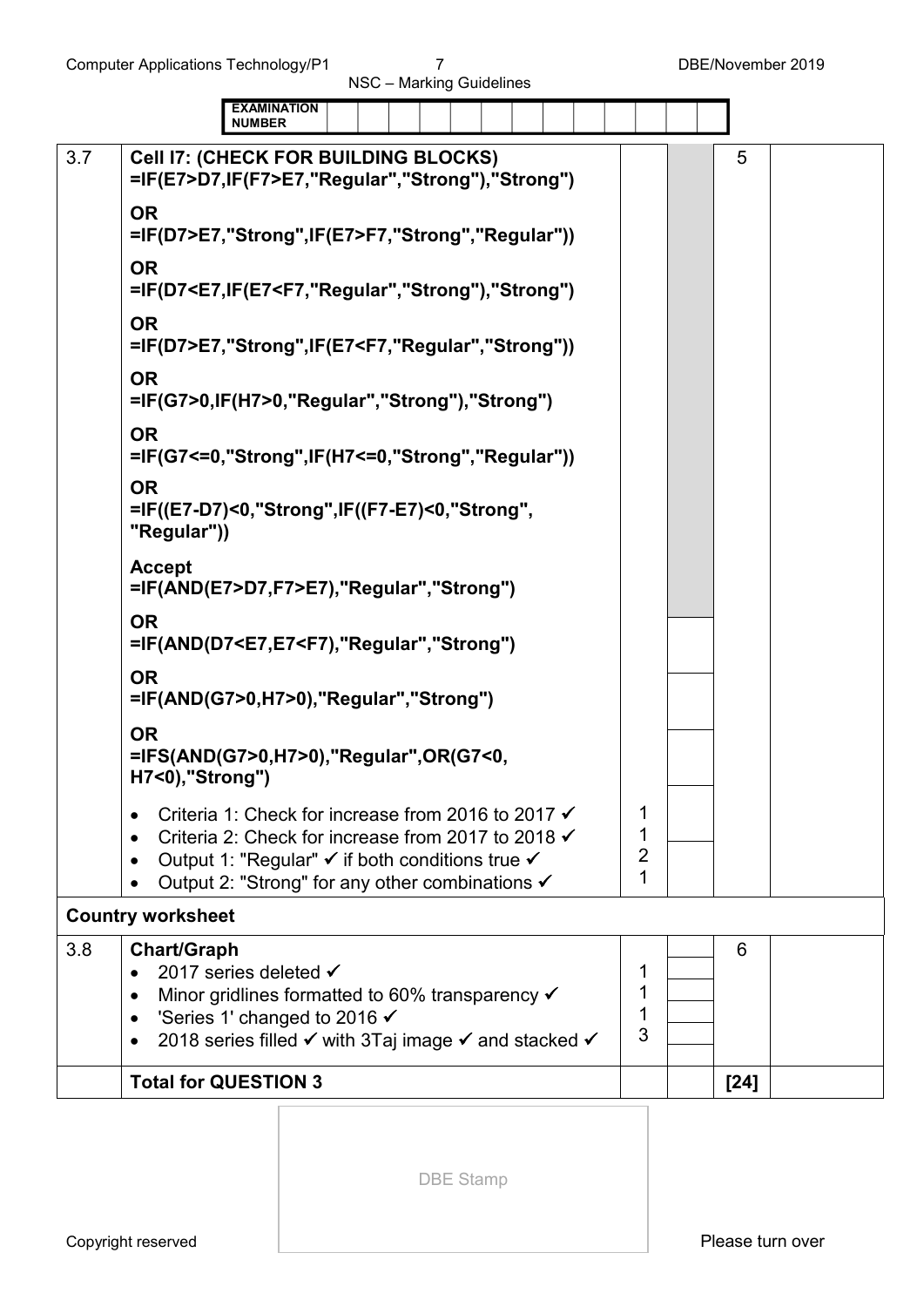EXAMINATION NUMBER

| | | | | | |
|---|---|---|---|---|---|
| 3.7 | **Cell I7: (CHECK FOR BUILDING BLOCKS)**<br>**=IF(E7>D7,IF(F7>E7,"Regular","Strong"),"Strong")**<br><br>**OR**<br>**=IF(D7>E7,"Strong",IF(E7>F7,"Strong","Regular"))**<br><br>**OR**<br>**=IF(D7<E7,IF(E7<F7,"Regular","Strong"),"Strong")**<br><br>**OR**<br>**=IF(D7>E7,"Strong",IF(E7<F7,"Regular","Strong"))**<br><br>**OR**<br>**=IF(G7>0,IF(H7>0,"Regular","Strong"),"Strong")**<br><br>**OR**<br>**=IF(G7<=0,"Strong",IF(H7<=0,"Strong","Regular"))**<br><br>**OR**<br>**=IF((E7-D7)<0,"Strong",IF((F7-E7)<0,"Strong", "Regular"))**<br><br>**Accept**<br>**=IF(AND(E7>D7,F7>E7),"Regular","Strong")**<br><br>**OR**<br>**=IF(AND(D7<E7,E7<F7),"Regular","Strong")**<br><br>**OR**<br>**=IF(AND(G7>0,H7>0),"Regular","Strong")**<br><br>**OR**<br>**=IFS(AND(G7>0,H7>0),"Regular",OR(G7<0, H7<0),"Strong")**<br><br>• Criteria 1: Check for increase from 2016 to 2017 ✓<br>• Criteria 2: Check for increase from 2017 to 2018 ✓<br>• Output 1: "Regular" ✓ if both conditions true ✓<br>• Output 2: "Strong" for any other combinations ✓ | 1<br>1<br>2<br>1 | | 5 | |
| **Country worksheet** | | | | | |
| 3.8 | **Chart/Graph**<br>• 2017 series deleted ✓<br>• Minor gridlines formatted to 60% transparency ✓<br>• 'Series 1' changed to 2016 ✓<br>• 2018 series filled ✓ with 3Taj image ✓ and stacked ✓ | 1<br>1<br>1<br>3 | | 6 | |
| | **Total for QUESTION 3** | | | **[24]** | |

DBE Stamp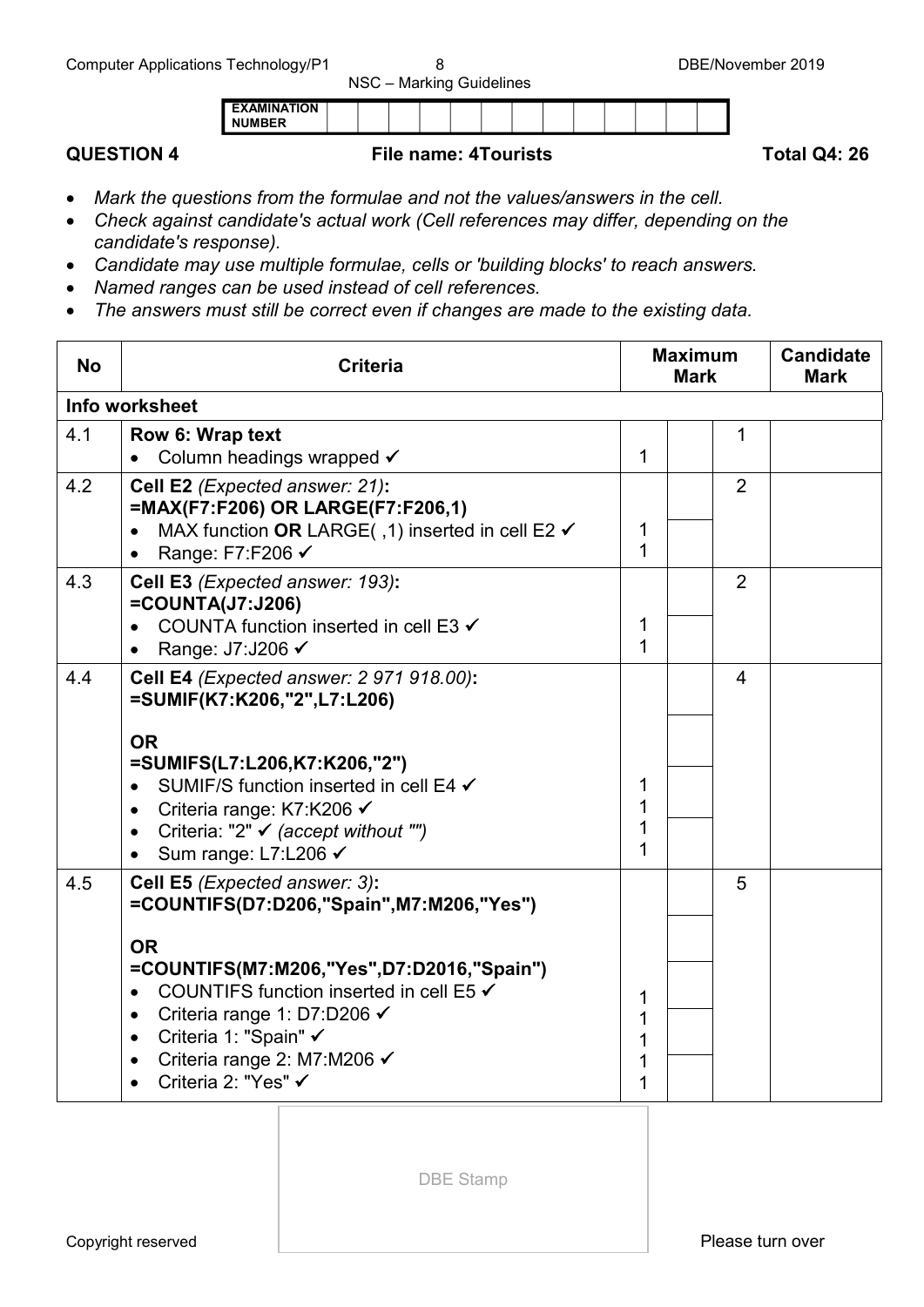| EXAMINATION NUMBER | | | | | | | | | | | | | |
|---|---|---|---|---|---|---|---|---|---|---|---|---|---|

**QUESTION 4** **File name: 4Tourists** **Total Q4: 26**

- *Mark the questions from the formulae and not the values/answers in the cell.*
- *Check against candidate's actual work (Cell references may differ, depending on the candidate's response).*
- *Candidate may use multiple formulae, cells or 'building blocks' to reach answers.*
- *Named ranges can be used instead of cell references.*
- *The answers must still be correct even if changes are made to the existing data.*

| No | Criteria | Maximum Mark | | | Candidate Mark |
|---|---|---|---|---|---|
| **Info worksheet** | | | | | |
| 4.1 | **Row 6: Wrap text**<br>• Column headings wrapped ✓ | 1 | | 1 | |
| 4.2 | **Cell E2** *(Expected answer: 21)***:**<br>**=MAX(F7:F206) OR LARGE(F7:F206,1)**<br>• MAX function **OR** LARGE( ,1) inserted in cell E2 ✓<br>• Range: F7:F206 ✓ | 1<br>1 | | 2 | |
| 4.3 | **Cell E3** *(Expected answer: 193)***:**<br>**=COUNTA(J7:J206)**<br>• COUNTA function inserted in cell E3 ✓<br>• Range: J7:J206 ✓ | 1<br>1 | | 2 | |
| 4.4 | **Cell E4** *(Expected answer: 2 971 918.00)***:**<br>**=SUMIF(K7:K206,"2",L7:L206)**<br><br>**OR**<br>**=SUMIFS(L7:L206,K7:K206,"2")**<br>• SUMIF/S function inserted in cell E4 ✓<br>• Criteria range: K7:K206 ✓<br>• Criteria: "2" ✓ *(accept without "")*<br>• Sum range: L7:L206 ✓ | 1<br>1<br>1<br>1 | | 4 | |
| 4.5 | **Cell E5** *(Expected answer: 3)***:**<br>**=COUNTIFS(D7:D206,"Spain",M7:M206,"Yes")**<br><br>**OR**<br>**=COUNTIFS(M7:M206,"Yes",D7:D2016,"Spain")**<br>• COUNTIFS function inserted in cell E5 ✓<br>• Criteria range 1: D7:D206 ✓<br>• Criteria 1: "Spain" ✓<br>• Criteria range 2: M7:M206 ✓<br>• Criteria 2: "Yes" ✓ | 1<br>1<br>1<br>1<br>1 | | 5 | |

DBE Stamp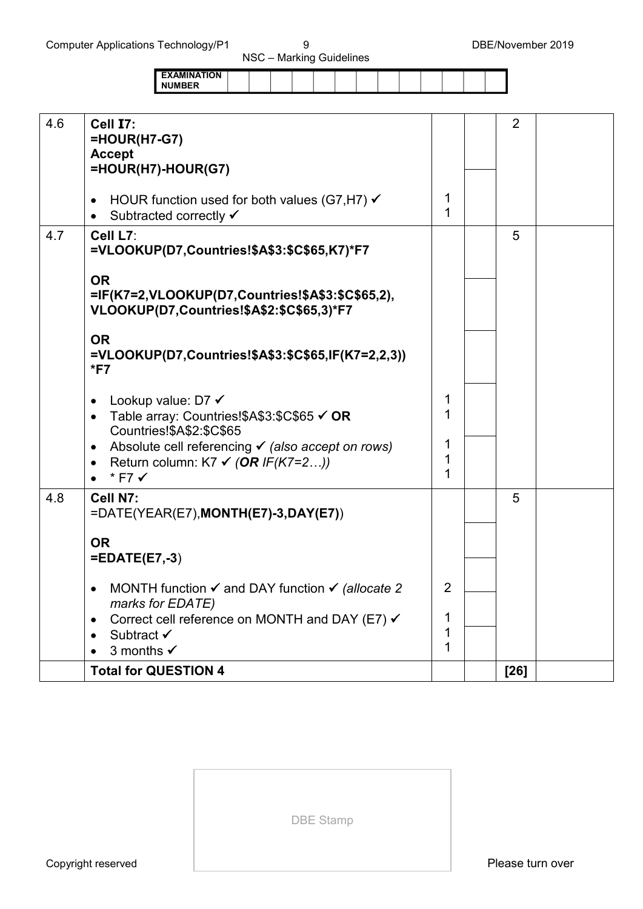| EXAMINATION NUMBER | | | | | | | | | | | | | |
|---|---|---|---|---|---|---|---|---|---|---|---|---|---|

| | | | | | |
|---|---|---|---|---|---|
| 4.6 | **Cell I7:**<br>**=HOUR(H7-G7)**<br>**Accept**<br>**=HOUR(H7)-HOUR(G7)**<br><br>• HOUR function used for both values (G7,H7) ✓<br>• Subtracted correctly ✓ | 1<br>1 | | 2 | |
| 4.7 | **Cell L7**:<br>**=VLOOKUP(D7,Countries!$A$3:$C$65,K7)*F7**<br><br>**OR**<br>**=IF(K7=2,VLOOKUP(D7,Countries!$A$3:$C$65,2), VLOOKUP(D7,Countries!$A$2:$C$65,3)*F7**<br><br>**OR**<br>**=VLOOKUP(D7,Countries!$A$3:$C$65,IF(K7=2,2,3)) *F7**<br><br>• Lookup value: D7 ✓<br>• Table array: Countries!$A$3:$C$65 ✓ **OR** Countries!$A$2:$C$65<br>• Absolute cell referencing ✓ *(also accept on rows)*<br>• Return column: K7 ✓ *(**OR** IF(K7=2…))*<br>• * F7 ✓ | 1<br>1<br><br>1<br>1<br>1 | | 5 | |
| 4.8 | **Cell N7:**<br>=DATE(YEAR(E7),**MONTH(E7)-3,DAY(E7)**)<br><br>**OR**<br>**=EDATE(E7,-3**)<br><br>• MONTH function ✓ and DAY function ✓ *(allocate 2 marks for EDATE)*<br>• Correct cell reference on MONTH and DAY (E7) ✓<br>• Subtract ✓<br>• 3 months ✓ | 2<br><br>1<br>1<br>1 | | 5 | |
| | **Total for QUESTION 4** | | | **[26]** | |

DBE Stamp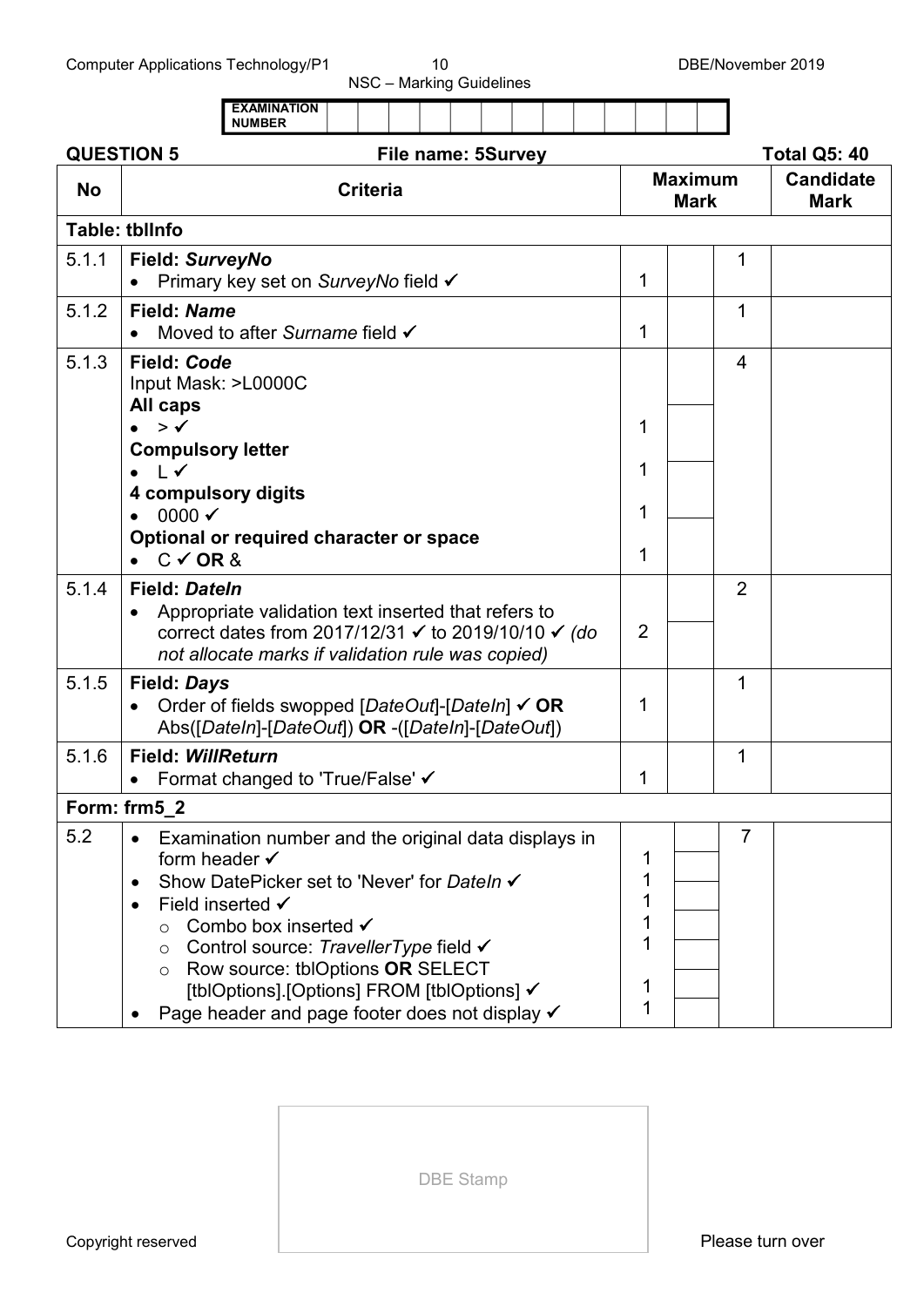| EXAMINATION NUMBER | | | | | | | | | | | | | |
|---|---|---|---|---|---|---|---|---|---|---|---|---|---|

**QUESTION 5** **File name: 5Survey** **Total Q5: 40**

| No | Criteria | Maximum Mark | | | Candidate Mark |
|---|---|---|---|---|---|
| **Table: tblInfo** | | | | | |
| 5.1.1 | **Field: *SurveyNo***<br>• Primary key set on *SurveyNo* field ✓ | 1 | | 1 | |
| 5.1.2 | **Field: *Name***<br>• Moved to after *Surname* field ✓ | 1 | | 1 | |
| 5.1.3 | **Field: *Code***<br>Input Mask: >L0000C<br>**All caps**<br>• > ✓<br>**Compulsory letter**<br>• L ✓<br>**4 compulsory digits**<br>• 0000 ✓<br>**Optional or required character or space**<br>• C ✓ **OR** & | 1<br>1<br>1<br>1 | | 4 | |
| 5.1.4 | **Field: *DateIn***<br>• Appropriate validation text inserted that refers to correct dates from 2017/12/31 ✓ to 2019/10/10 ✓ *(do not allocate marks if validation rule was copied)* | 2 | | 2 | |
| 5.1.5 | **Field: *Days***<br>• Order of fields swopped [*DateOut*]-[*DateIn*] ✓ **OR** Abs([*DateIn*]-[*DateOut*]) **OR** -([*DateIn*]-[*DateOut*]) | 1 | | 1 | |
| 5.1.6 | **Field: *WillReturn***<br>• Format changed to 'True/False' ✓ | 1 | | 1 | |
| **Form: frm5_2** | | | | | |
| 5.2 | • Examination number and the original data displays in form header ✓<br>• Show DatePicker set to 'Never' for *DateIn* ✓<br>• Field inserted ✓<br>  ○ Combo box inserted ✓<br>  ○ Control source: *TravellerType* field ✓<br>  ○ Row source: tblOptions **OR** SELECT [tblOptions].[Options] FROM [tblOptions] ✓<br>• Page header and page footer does not display ✓ | 1<br>1<br>1<br>1<br>1<br>1<br>1 | | 7 | |

DBE Stamp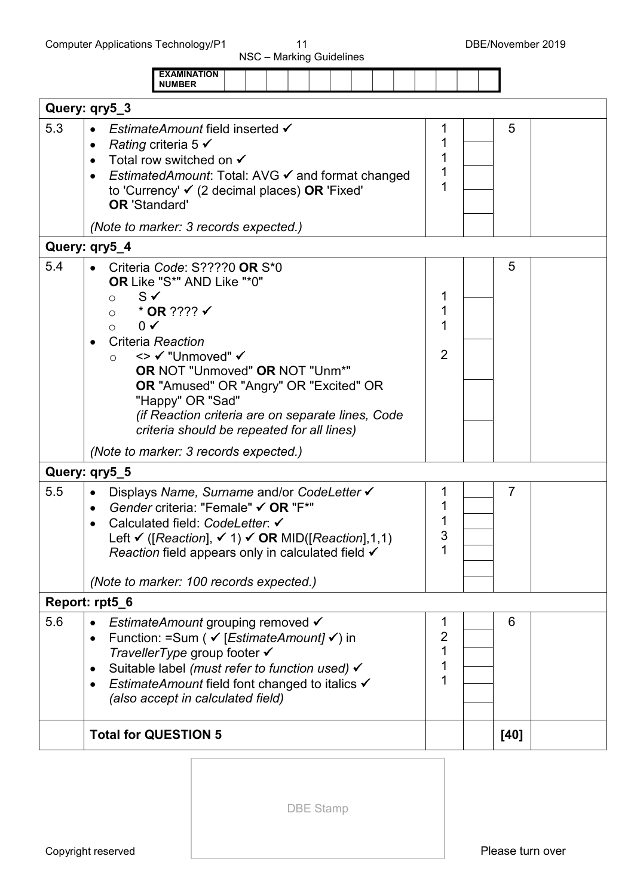| | EXAMINATION NUMBER | | | |
|---|---|---|---|---|

| | | | | |
|---|---|---|---|---|
| **Query: qry5_3** | | | | |
| 5.3 | • *EstimateAmount* field inserted ✓<br>• *Rating* criteria 5 ✓<br>• Total row switched on ✓<br>• *EstimatedAmount*: Total: AVG ✓ and format changed to 'Currency' ✓ (2 decimal places) **OR** 'Fixed' **OR** 'Standard'<br><br>*(Note to marker: 3 records expected.)* | 1<br>1<br>1<br>1<br>1 | | 5 |
| **Query: qry5_4** | | | | |
| 5.4 | • Criteria *Code*: S????0 **OR** S*0 **OR** Like "S*" AND Like "*0"<br>  ○ S ✓<br>  ○ * **OR** ???? ✓<br>  ○ 0 ✓<br>• Criteria *Reaction*<br>  ○ <> ✓ "Unmoved" ✓ **OR** NOT "Unmoved" **OR** NOT "Unm*" **OR** "Amused" OR "Angry" OR "Excited" OR "Happy" OR "Sad"<br>  *(if Reaction criteria are on separate lines, Code criteria should be repeated for all lines)*<br><br>*(Note to marker: 3 records expected.)* | 1<br>1<br>1<br>2 | | 5 |
| **Query: qry5_5** | | | | |
| 5.5 | • Displays *Name, Surname* and/or *CodeLetter* ✓<br>• *Gender* criteria: "Female" ✓ **OR** "F*"<br>• Calculated field: *CodeLetter*: ✓<br>Left ✓ ([*Reaction*], ✓ 1) ✓ **OR** MID([*Reaction*],1,1)<br>*Reaction* field appears only in calculated field ✓<br><br>*(Note to marker: 100 records expected.)* | 1<br>1<br>1<br>3<br>1 | | 7 |
| **Report: rpt5_6** | | | | |
| 5.6 | • *EstimateAmount* grouping removed ✓<br>• Function: =Sum ( ✓ [*EstimateAmount]* ✓) in *TravellerType* group footer ✓<br>• Suitable label *(must refer to function used)* ✓<br>• *EstimateAmount* field font changed to italics ✓ *(also accept in calculated field)* | 1<br>2<br>1<br>1<br>1 | | 6 |
| | **Total for QUESTION 5** | | | **[40]** |

DBE Stamp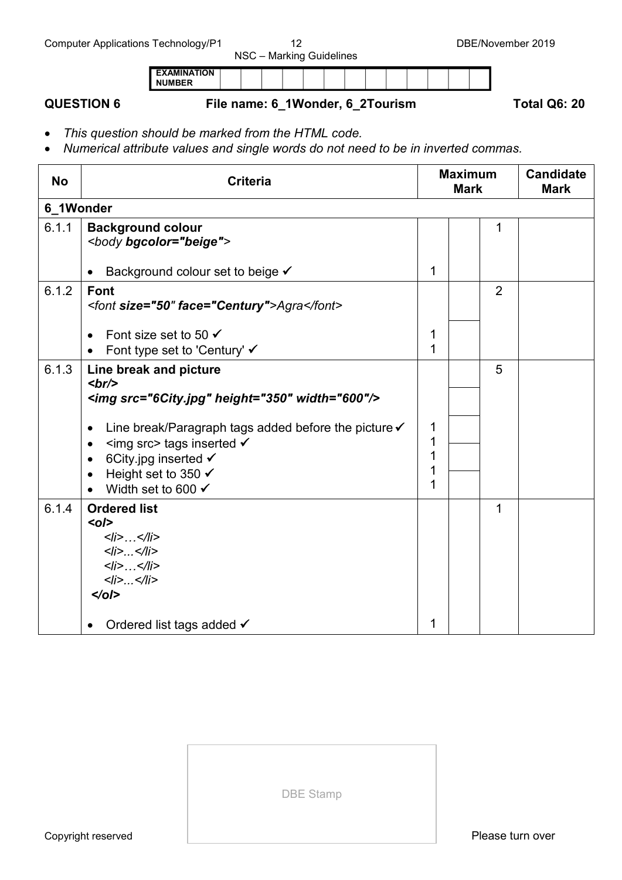| EXAMINATION NUMBER | | | | | | | | | | | | | |
|---|---|---|---|---|---|---|---|---|---|---|---|---|---|

**QUESTION 6** File name: 6_1Wonder, 6_2Tourism **Total Q6: 20**

- *This question should be marked from the HTML code.*
- *Numerical attribute values and single words do not need to be in inverted commas.*

| No | Criteria | Maximum Mark | | | Candidate Mark |
|---|---|---|---|---|---|
| **6_1Wonder** | | | | | |
| 6.1.1 | **Background colour**<br>*<body **bgcolor="beige"**>*<br><br>• Background colour set to beige ✓ | 1 | | 1 | |
| 6.1.2 | **Font**<br>*<font **size="50" face="Century"**>Agra</font>*<br><br>• Font size set to 50 ✓<br>• Font type set to 'Century' ✓ | 1<br>1 | | 2 | |
| 6.1.3 | **Line break and picture**<br>***<br/>***<br>***<img src="6City.jpg" height="350" width="600"/>***<br><br>• Line break/Paragraph tags added before the picture ✓<br>• <img src> tags inserted ✓<br>• 6City.jpg inserted ✓<br>• Height set to 350 ✓<br>• Width set to 600 ✓ | 1<br>1<br>1<br>1<br>1 | | 5 | |
| 6.1.4 | **Ordered list**<br>***<ol>***<br>*<li>…</li>*<br>*<li>...</li>*<br>*<li>…</li>*<br>*<li>...</li>*<br>***</ol>***<br><br>• Ordered list tags added ✓ | 1 | | 1 | |

DBE Stamp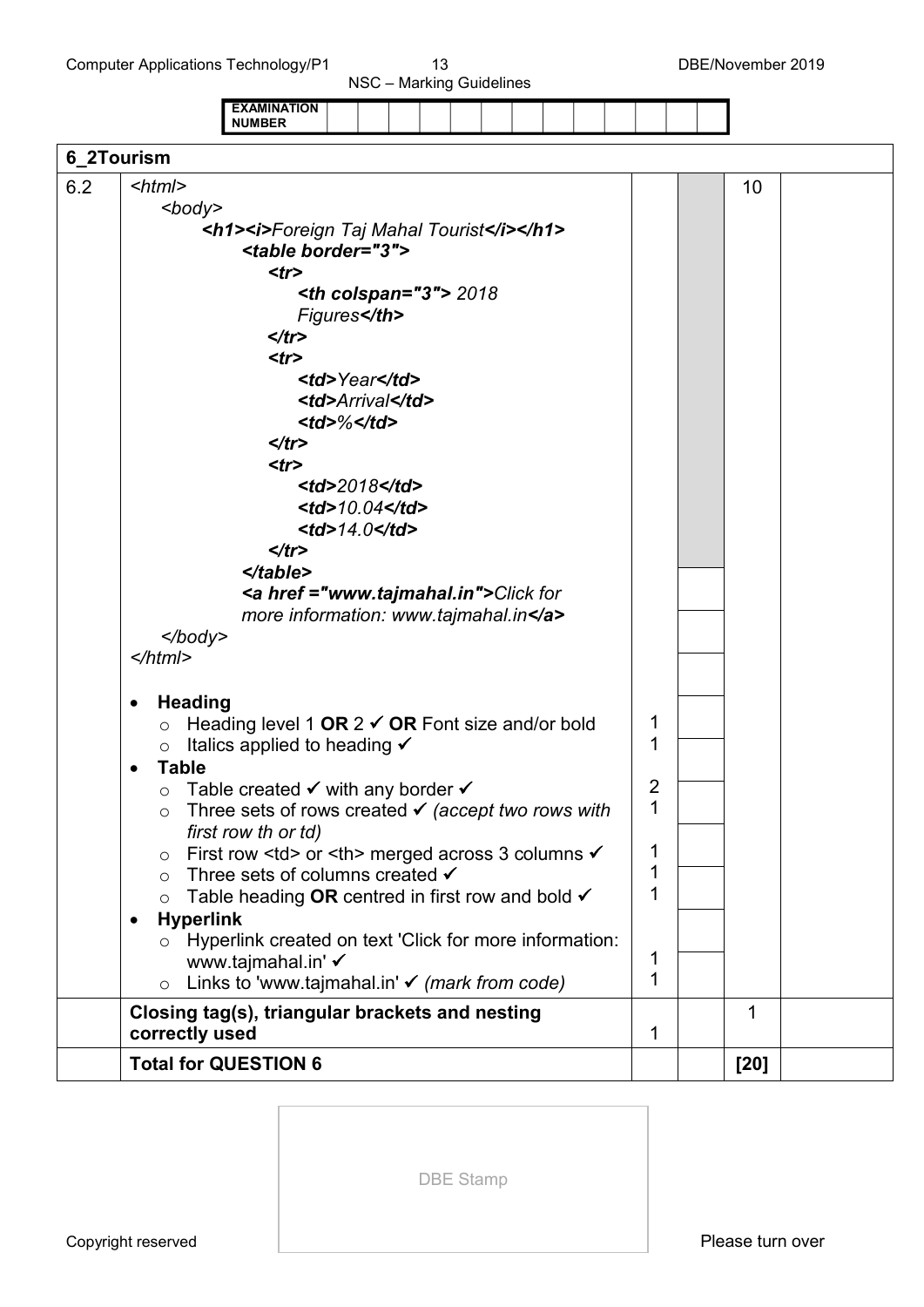**EXAMINATION NUMBER** | | | | | | | | | | | | | |

**6_2Tourism**

**6.2** — 10 marks

```html
<html>
    <body>
        <h1><i>Foreign Taj Mahal Tourist</i></h1>
            <table border="3">
                <tr>
                    <th colspan="3"> 2018
                    Figures</th>
                </tr>
                <tr>
                    <td>Year</td>
                    <td>Arrival</td>
                    <td>%</td>
                </tr>
                <tr>
                    <td>2018</td>
                    <td>10.04</td>
                    <td>14.0</td>
                </tr>
            </table>
            <a href ="www.tajmahal.in">Click for
            more information: www.tajmahal.in</a>
    </body>
</html>
```

| Criteria | Marks |
|---|---|
| • **Heading** | |
| ○ Heading level 1 **OR** 2 ✓ **OR** Font size and/or bold | 1 |
| ○ Italics applied to heading ✓ | 1 |
| • **Table** | |
| ○ Table created ✓ with any border ✓ | 2 |
| ○ Three sets of rows created ✓ *(accept two rows with first row th or td)* | 1 |
| ○ First row `<td>` or `<th>` merged across 3 columns ✓ | 1 |
| ○ Three sets of columns created ✓ | 1 |
| ○ Table heading **OR** centred in first row and bold ✓ | 1 |
| • **Hyperlink** | |
| ○ Hyperlink created on text 'Click for more information: www.tajmahal.in' ✓ | 1 |
| ○ Links to 'www.tajmahal.in' ✓ *(mark from code)* | 1 |
| **Closing tag(s), triangular brackets and nesting correctly used** | 1 (Total: 1) |
| **Total for QUESTION 6** | **[20]** |

DBE Stamp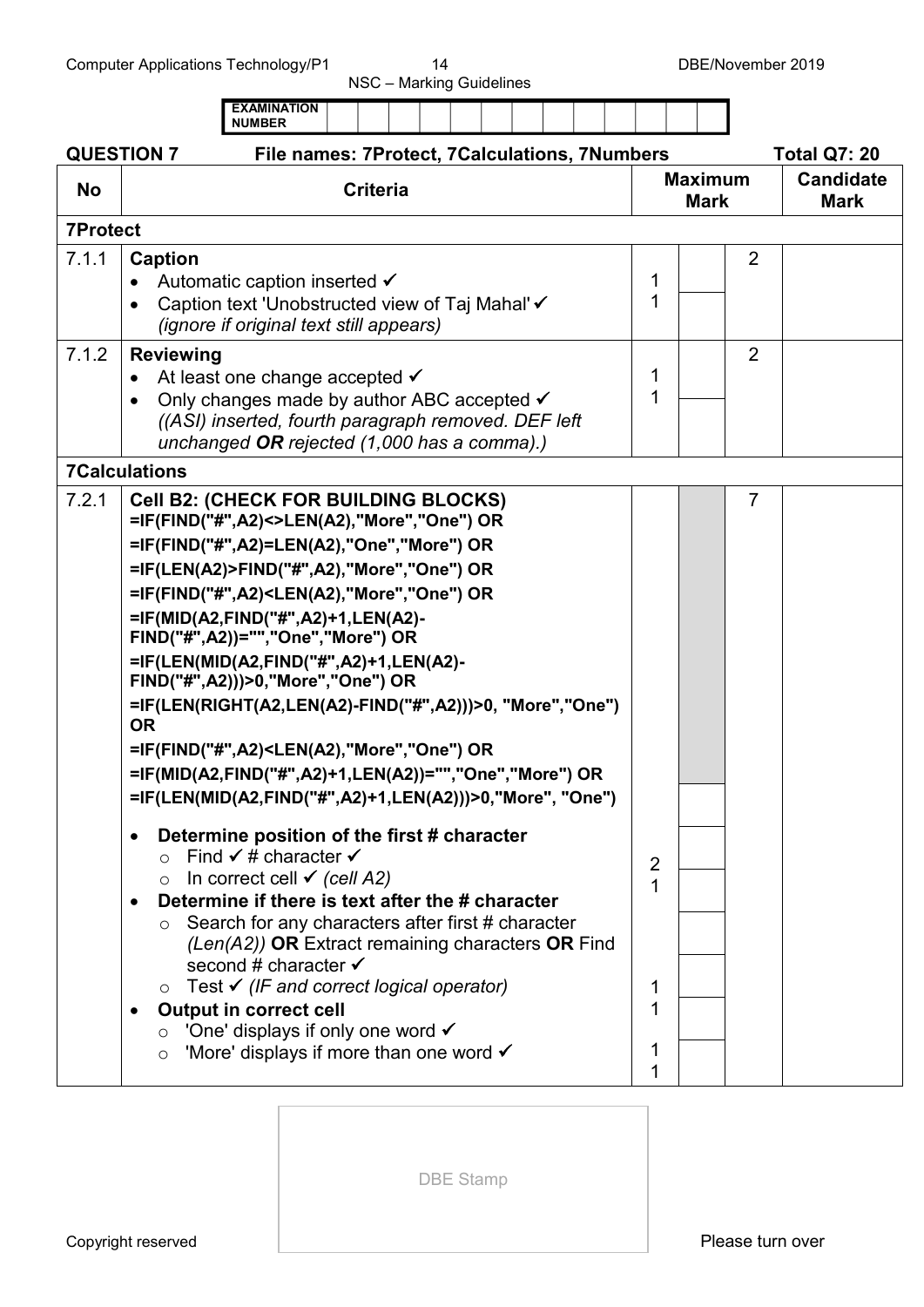| EXAMINATION NUMBER | | | | | | | | | | | | | |
|---|---|---|---|---|---|---|---|---|---|---|---|---|---|

**QUESTION 7 File names: 7Protect, 7Calculations, 7Numbers Total Q7: 20**

| No | Criteria | Maximum Mark | | | Candidate Mark |
|---|---|---|---|---|---|
| **7Protect** | | | | | |
| 7.1.1 | **Caption**<br>• Automatic caption inserted ✓<br>• Caption text 'Unobstructed view of Taj Mahal' ✓<br>*(ignore if original text still appears)* | 1<br>1 | | 2 | |
| 7.1.2 | **Reviewing**<br>• At least one change accepted ✓<br>• Only changes made by author ABC accepted ✓<br>*((ASI) inserted, fourth paragraph removed. DEF left unchanged* ***OR*** *rejected (1,000 has a comma).)* | 1<br>1 | | 2 | |
| **7Calculations** | | | | | |
| 7.2.1 | **Cell B2: (CHECK FOR BUILDING BLOCKS)**<br>**=IF(FIND("#",A2)<>LEN(A2),"More","One") OR**<br>**=IF(FIND("#",A2)=LEN(A2),"One","More") OR**<br>**=IF(LEN(A2)>FIND("#",A2),"More","One") OR**<br>**=IF(FIND("#",A2)<LEN(A2),"More","One") OR**<br>**=IF(MID(A2,FIND("#",A2)+1,LEN(A2)-FIND("#",A2))="","One","More") OR**<br>**=IF(LEN(MID(A2,FIND("#",A2)+1,LEN(A2)-FIND("#",A2)))>0,"More","One") OR**<br>**=IF(LEN(RIGHT(A2,LEN(A2)-FIND("#",A2)))>0, "More","One") OR**<br>**=IF(FIND("#",A2)<LEN(A2),"More","One") OR**<br>**=IF(MID(A2,FIND("#",A2)+1,LEN(A2))="","One","More") OR**<br>**=IF(LEN(MID(A2,FIND("#",A2)+1,LEN(A2)))>0,"More", "One")**<br><br>• **Determine position of the first # character**<br>&nbsp;&nbsp;○ Find ✓ # character ✓<br>&nbsp;&nbsp;○ In correct cell ✓ *(cell A2)*<br>• **Determine if there is text after the # character**<br>&nbsp;&nbsp;○ Search for any characters after first # character *(Len(A2))* **OR** Extract remaining characters **OR** Find second # character ✓<br>&nbsp;&nbsp;○ Test ✓ *(IF and correct logical operator)*<br>• **Output in correct cell**<br>&nbsp;&nbsp;○ 'One' displays if only one word ✓<br>&nbsp;&nbsp;○ 'More' displays if more than one word ✓ | 2<br>1<br><br>1<br>1<br><br>1<br>1 | | 7 | |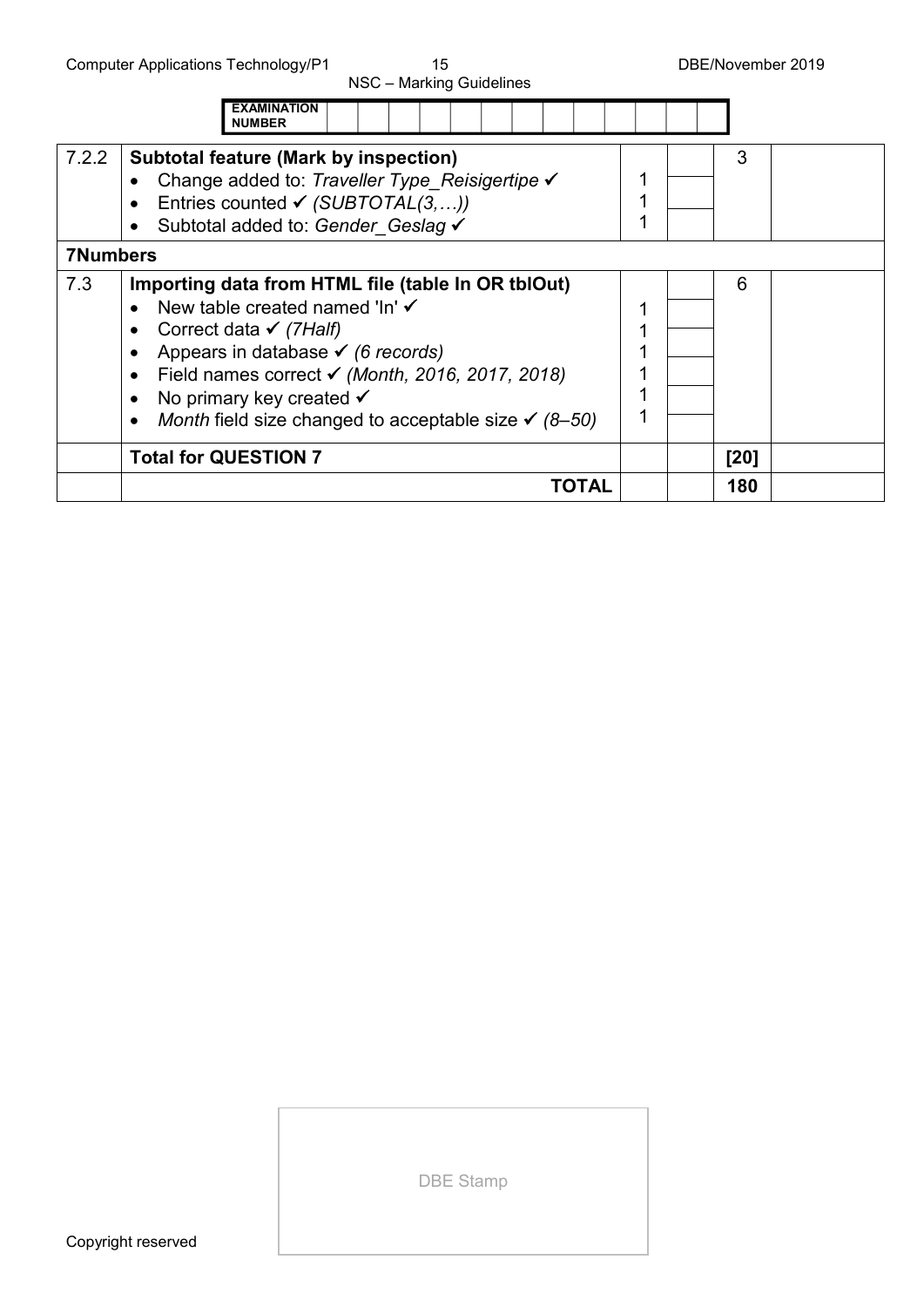EXAMINATION NUMBER

| | | | | | |
|---|---|---|---|---|---|
| 7.2.2 | **Subtotal feature (Mark by inspection)**<br>• Change added to: *Traveller Type_Reisigertipe* ✓<br>• Entries counted ✓ *(SUBTOTAL(3,…))*<br>• Subtotal added to: *Gender_Geslag* ✓ | 1<br>1<br>1 | | 3 | |
| **7Numbers** | | | | | |
| 7.3 | **Importing data from HTML file (table In OR tblOut)**<br>• New table created named 'In' ✓<br>• Correct data ✓ *(7Half)*<br>• Appears in database ✓ *(6 records)*<br>• Field names correct ✓ *(Month, 2016, 2017, 2018)*<br>• No primary key created ✓<br>• *Month* field size changed to acceptable size ✓ *(8–50)* | 1<br>1<br>1<br>1<br>1<br>1 | | 6 | |
| | **Total for QUESTION 7** | | | **[20]** | |
| | **TOTAL** | | | **180** | |

DBE Stamp

Copyright reserved